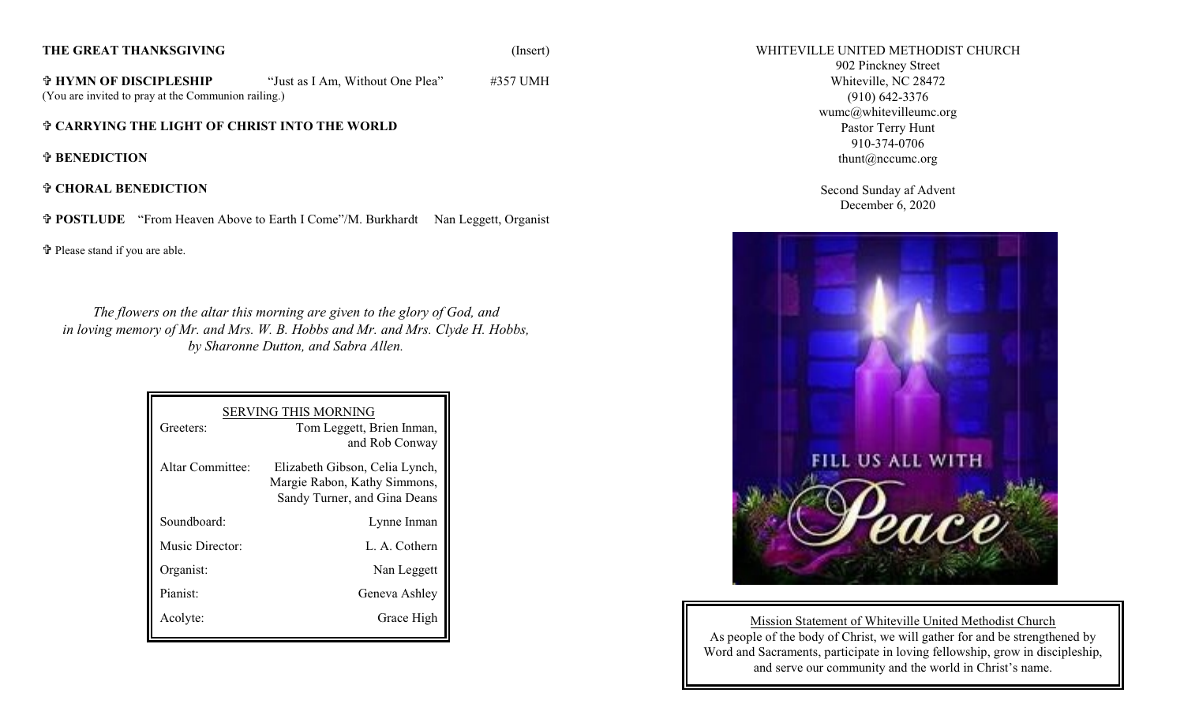**THE GREAT THANKSGIVING** (Insert)

✞ **HYMN OF DISCIPLESHIP** "Just as I Am, Without One Plea" #357 UMH
(You are invited to pray at the Communion railing.)

✞ **CARRYING THE LIGHT OF CHRIST INTO THE WORLD**

✞ **BENEDICTION**

✞ **CHORAL BENEDICTION**

✞ **POSTLUDE** "From Heaven Above to Earth I Come"/M. Burkhardt Nan Leggett, Organist

✞ Please stand if you are able.

*The flowers on the altar this morning are given to the glory of God, and in loving memory of Mr. and Mrs. W. B. Hobbs and Mr. and Mrs. Clyde H. Hobbs, by Sharonne Dutton, and Sabra Allen.*

| SERVING THIS MORNING | |
|---|---|
| Greeters: | Tom Leggett, Brien Inman, and Rob Conway |
| Altar Committee: | Elizabeth Gibson, Celia Lynch, Margie Rabon, Kathy Simmons, Sandy Turner, and Gina Deans |
| Soundboard: | Lynne Inman |
| Music Director: | L. A. Cothern |
| Organist: | Nan Leggett |
| Pianist: | Geneva Ashley |
| Acolyte: | Grace High |

WHITEVILLE UNITED METHODIST CHURCH
902 Pinckney Street
Whiteville, NC 28472
(910) 642-3376
wumc@whitevilleumc.org
Pastor Terry Hunt
910-374-0706
thunt@nccumc.org

Second Sunday af Advent
December 6, 2020

FILL US ALL WITH
Peace

Mission Statement of Whiteville United Methodist Church

As people of the body of Christ, we will gather for and be strengthened by Word and Sacraments, participate in loving fellowship, grow in discipleship, and serve our community and the world in Christ's name.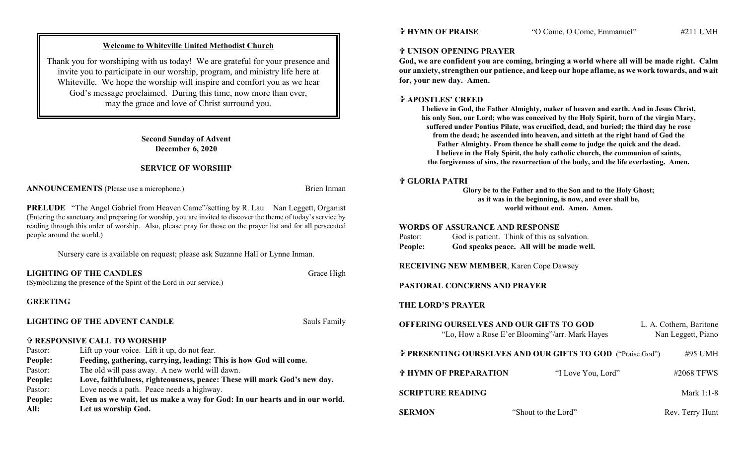**Welcome to Whiteville United Methodist Church**

Thank you for worshiping with us today! We are grateful for your presence and invite you to participate in our worship, program, and ministry life here at Whiteville. We hope the worship will inspire and comfort you as we hear God's message proclaimed. During this time, now more than ever, may the grace and love of Christ surround you.

**Second Sunday of Advent**
**December 6, 2020**

## SERVICE OF WORSHIP

**ANNOUNCEMENTS** (Please use a microphone.) Brien Inman

**PRELUDE** "The Angel Gabriel from Heaven Came"/setting by R. Lau Nan Leggett, Organist
(Entering the sanctuary and preparing for worship, you are invited to discover the theme of today's service by reading through this order of worship. Also, please pray for those on the prayer list and for all persecuted people around the world.)

Nursery care is available on request; please ask Suzanne Hall or Lynne Inman.

**LIGHTING OF THE CANDLES** Grace High
(Symbolizing the presence of the Spirit of the Lord in our service.)

**GREETING**

**LIGHTING OF THE ADVENT CANDLE** Sauls Family

**✞ RESPONSIVE CALL TO WORSHIP**

Pastor: Lift up your voice. Lift it up, do not fear.
**People: Feeding, gathering, carrying, leading: This is how God will come.**
Pastor: The old will pass away. A new world will dawn.
**People: Love, faithfulness, righteousness, peace: These will mark God's new day.**
Pastor: Love needs a path. Peace needs a highway.
**People: Even as we wait, let us make a way for God: In our hearts and in our world.**
**All: Let us worship God.**

**✞ HYMN OF PRAISE** "O Come, O Come, Emmanuel" #211 UMH

**✞ UNISON OPENING PRAYER**
**God, we are confident you are coming, bringing a world where all will be made right. Calm our anxiety, strengthen our patience, and keep our hope aflame, as we work towards, and wait for, your new day. Amen.**

**✞ APOSTLES' CREED**
**I believe in God, the Father Almighty, maker of heaven and earth. And in Jesus Christ, his only Son, our Lord; who was conceived by the Holy Spirit, born of the virgin Mary, suffered under Pontius Pilate, was crucified, dead, and buried; the third day he rose from the dead; he ascended into heaven, and sitteth at the right hand of God the Father Almighty. From thence he shall come to judge the quick and the dead. I believe in the Holy Spirit, the holy catholic church, the communion of saints, the forgiveness of sins, the resurrection of the body, and the life everlasting. Amen.**

**✞ GLORIA PATRI**
**Glory be to the Father and to the Son and to the Holy Ghost;**
**as it was in the beginning, is now, and ever shall be,**
**world without end. Amen. Amen.**

**WORDS OF ASSURANCE AND RESPONSE**
Pastor: God is patient. Think of this as salvation.
**People: God speaks peace. All will be made well.**

**RECEIVING NEW MEMBER**, Karen Cope Dawsey

**PASTORAL CONCERNS AND PRAYER**

**THE LORD'S PRAYER**

**OFFERING OURSELVES AND OUR GIFTS TO GOD** L. A. Cothern, Baritone
"Lo, How a Rose E'er Blooming"/arr. Mark Hayes Nan Leggett, Piano

**✞ PRESENTING OURSELVES AND OUR GIFTS TO GOD** ("Praise God") #95 UMH

**✞ HYMN OF PREPARATION** "I Love You, Lord" #2068 TFWS

**SCRIPTURE READING** Mark 1:1-8

**SERMON** "Shout to the Lord" Rev. Terry Hunt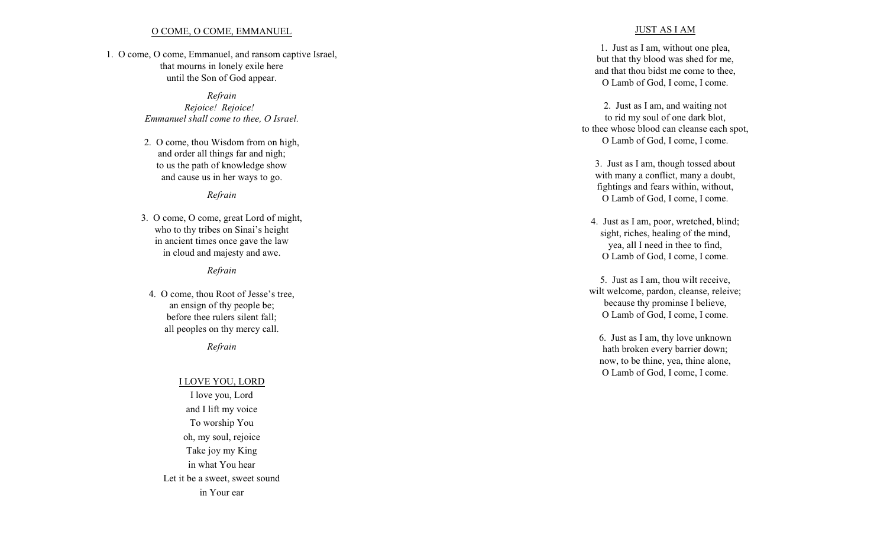## O COME, O COME, EMMANUEL

1. O come, O come, Emmanuel, and ransom captive Israel,
that mourns in lonely exile here
until the Son of God appear.

*Refrain*
*Rejoice! Rejoice!*
*Emmanuel shall come to thee, O Israel.*

2. O come, thou Wisdom from on high,
and order all things far and nigh;
to us the path of knowledge show
and cause us in her ways to go.

*Refrain*

3. O come, O come, great Lord of might,
who to thy tribes on Sinai's height
in ancient times once gave the law
in cloud and majesty and awe.

*Refrain*

4. O come, thou Root of Jesse's tree,
an ensign of thy people be;
before thee rulers silent fall;
all peoples on thy mercy call.

*Refrain*

## I LOVE YOU, LORD

I love you, Lord
and I lift my voice
To worship You
oh, my soul, rejoice
Take joy my King
in what You hear
Let it be a sweet, sweet sound
in Your ear

## JUST AS I AM

1. Just as I am, without one plea,
but that thy blood was shed for me,
and that thou bidst me come to thee,
O Lamb of God, I come, I come.

2. Just as I am, and waiting not
to rid my soul of one dark blot,
to thee whose blood can cleanse each spot,
O Lamb of God, I come, I come.

3. Just as I am, though tossed about
with many a conflict, many a doubt,
fightings and fears within, without,
O Lamb of God, I come, I come.

4. Just as I am, poor, wretched, blind;
sight, riches, healing of the mind,
yea, all I need in thee to find,
O Lamb of God, I come, I come.

5. Just as I am, thou wilt receive,
wilt welcome, pardon, cleanse, releive;
because thy prominse I believe,
O Lamb of God, I come, I come.

6. Just as I am, thy love unknown
hath broken every barrier down;
now, to be thine, yea, thine alone,
O Lamb of God, I come, I come.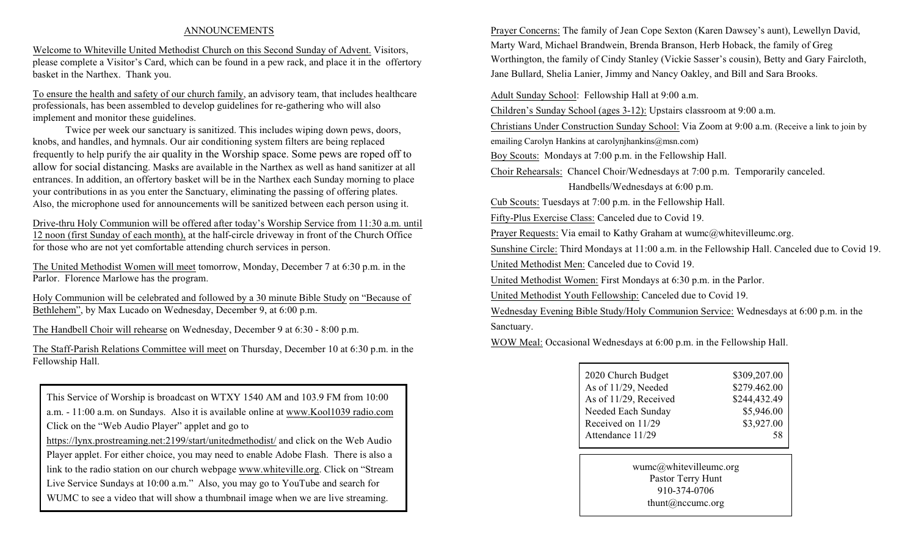## ANNOUNCEMENTS

Welcome to Whiteville United Methodist Church on this Second Sunday of Advent. Visitors, please complete a Visitor's Card, which can be found in a pew rack, and place it in the offertory basket in the Narthex. Thank you.

To ensure the health and safety of our church family, an advisory team, that includes healthcare professionals, has been assembled to develop guidelines for re-gathering who will also implement and monitor these guidelines.

Twice per week our sanctuary is sanitized. This includes wiping down pews, doors, knobs, and handles, and hymnals. Our air conditioning system filters are being replaced frequently to help purify the air quality in the Worship space. Some pews are roped off to allow for social distancing. Masks are available in the Narthex as well as hand sanitizer at all entrances. In addition, an offertory basket will be in the Narthex each Sunday morning to place your contributions in as you enter the Sanctuary, eliminating the passing of offering plates. Also, the microphone used for announcements will be sanitized between each person using it.

Drive-thru Holy Communion will be offered after today's Worship Service from 11:30 a.m. until 12 noon (first Sunday of each month), at the half-circle driveway in front of the Church Office for those who are not yet comfortable attending church services in person.

The United Methodist Women will meet tomorrow, Monday, December 7 at 6:30 p.m. in the Parlor. Florence Marlowe has the program.

Holy Communion will be celebrated and followed by a 30 minute Bible Study on "Because of Bethlehem", by Max Lucado on Wednesday, December 9, at 6:00 p.m.

The Handbell Choir will rehearse on Wednesday, December 9 at 6:30 - 8:00 p.m.

The Staff-Parish Relations Committee will meet on Thursday, December 10 at 6:30 p.m. in the Fellowship Hall.

This Service of Worship is broadcast on WTXY 1540 AM and 103.9 FM from 10:00 a.m. - 11:00 a.m. on Sundays. Also it is available online at www.Kool1039 radio.com Click on the "Web Audio Player" applet and go to https://lynx.prostreaming.net:2199/start/unitedmethodist/ and click on the Web Audio Player applet. For either choice, you may need to enable Adobe Flash. There is also a link to the radio station on our church webpage www.whiteville.org. Click on "Stream Live Service Sundays at 10:00 a.m." Also, you may go to YouTube and search for WUMC to see a video that will show a thumbnail image when we are live streaming.

Prayer Concerns: The family of Jean Cope Sexton (Karen Dawsey's aunt), Lewellyn David, Marty Ward, Michael Brandwein, Brenda Branson, Herb Hoback, the family of Greg Worthington, the family of Cindy Stanley (Vickie Sasser's cousin), Betty and Gary Faircloth, Jane Bullard, Shelia Lanier, Jimmy and Nancy Oakley, and Bill and Sara Brooks.

Adult Sunday School: Fellowship Hall at 9:00 a.m.

Children's Sunday School (ages 3-12): Upstairs classroom at 9:00 a.m.

Christians Under Construction Sunday School: Via Zoom at 9:00 a.m. (Receive a link to join by emailing Carolyn Hankins at carolynjhankins@msn.com)

Boy Scouts: Mondays at 7:00 p.m. in the Fellowship Hall.

Choir Rehearsals: Chancel Choir/Wednesdays at 7:00 p.m. Temporarily canceled.
Handbells/Wednesdays at 6:00 p.m.

Cub Scouts: Tuesdays at 7:00 p.m. in the Fellowship Hall.

Fifty-Plus Exercise Class: Canceled due to Covid 19.

Prayer Requests: Via email to Kathy Graham at wumc@whitevilleumc.org.

Sunshine Circle: Third Mondays at 11:00 a.m. in the Fellowship Hall. Canceled due to Covid 19.

United Methodist Men: Canceled due to Covid 19.

United Methodist Women: First Mondays at 6:30 p.m. in the Parlor.

United Methodist Youth Fellowship: Canceled due to Covid 19.

Wednesday Evening Bible Study/Holy Communion Service: Wednesdays at 6:00 p.m. in the Sanctuary.

WOW Meal: Occasional Wednesdays at 6:00 p.m. in the Fellowship Hall.

| | |
|---|---|
| 2020 Church Budget | $309,207.00 |
| As of 11/29, Needed | $279.462.00 |
| As of 11/29, Received | $244,432.49 |
| Needed Each Sunday | $5,946.00 |
| Received on 11/29 | $3,927.00 |
| Attendance 11/29 | 58 |

wumc@whitevilleumc.org
Pastor Terry Hunt
910-374-0706
thunt@nccumc.org